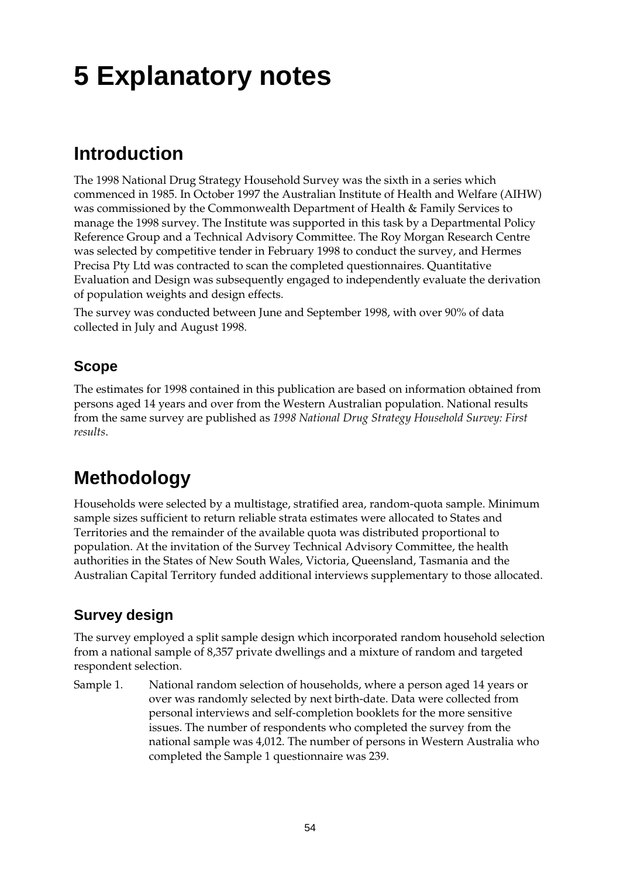# 5 Explanatory notes

## Introduction

The 1998 National Drug Strategy Household Survey was the sixth in a series which commenced in 1985. In October 1997 the Australian Institute of Health and Welfare (AIHW) was commissioned by the Commonwealth Department of Health & Family Services to manage the 1998 survey. The Institute was supported in this task by a Departmental Policy Reference Group and a Technical Advisory Committee. The Roy Morgan Research Centre was selected by competitive tender in February 1998 to conduct the survey, and Hermes Precisa Pty Ltd was contracted to scan the completed questionnaires. Quantitative Evaluation and Design was subsequently engaged to independently evaluate the derivation of population weights and design effects.

The survey was conducted between June and September 1998, with over 90% of data collected in July and August 1998.

### Scope

The estimates for 1998 contained in this publication are based on information obtained from persons aged 14 years and over from the Western Australian population. National results from the same survey are published as *1998 National Drug Strategy Household Survey: First results*.

## Methodology

Households were selected by a multistage, stratified area, random-quota sample. Minimum sample sizes sufficient to return reliable strata estimates were allocated to States and Territories and the remainder of the available quota was distributed proportional to population. At the invitation of the Survey Technical Advisory Committee, the health authorities in the States of New South Wales, Victoria, Queensland, Tasmania and the Australian Capital Territory funded additional interviews supplementary to those allocated.

### Survey design

The survey employed a split sample design which incorporated random household selection from a national sample of 8,357 private dwellings and a mixture of random and targeted respondent selection.

Sample 1. National random selection of households, where a person aged 14 years or over was randomly selected by next birth-date. Data were collected from personal interviews and self-completion booklets for the more sensitive issues. The number of respondents who completed the survey from the national sample was 4,012. The number of persons in Western Australia who completed the Sample 1 questionnaire was 239.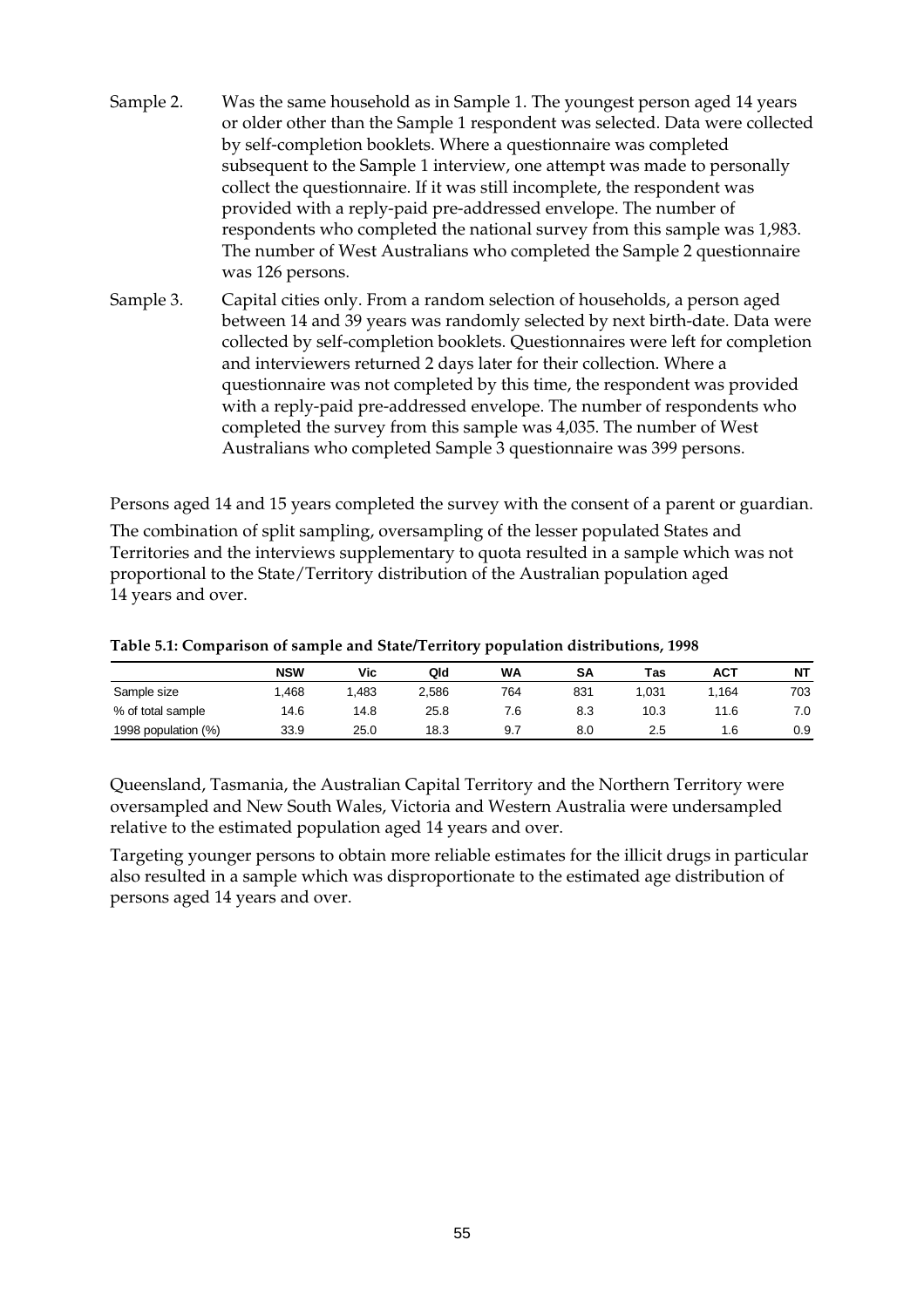Sample 2. Was the same household as in Sample 1. The youngest person aged 14 years or older other than the Sample 1 respondent was selected. Data were collected by self-completion booklets. Where a questionnaire was completed subsequent to the Sample 1 interview, one attempt was made to personally collect the questionnaire. If it was still incomplete, the respondent was provided with a reply-paid pre-addressed envelope. The number of respondents who completed the national survey from this sample was 1,983. The number of West Australians who completed the Sample 2 questionnaire was 126 persons.

Sample 3. Capital cities only. From a random selection of households, a person aged between 14 and 39 years was randomly selected by next birth-date. Data were collected by self-completion booklets. Questionnaires were left for completion and interviewers returned 2 days later for their collection. Where a questionnaire was not completed by this time, the respondent was provided with a reply-paid pre-addressed envelope. The number of respondents who completed the survey from this sample was 4,035. The number of West Australians who completed Sample 3 questionnaire was 399 persons.

Persons aged 14 and 15 years completed the survey with the consent of a parent or guardian.

The combination of split sampling, oversampling of the lesser populated States and Territories and the interviews supplementary to quota resulted in a sample which was not proportional to the State/Territory distribution of the Australian population aged 14 years and over.

**Table 5.1: Comparison of sample and State/Territory population distributions, 1998**

| | NSW | Vic | Qld | WA | SA | Tas | ACT | NT |
|---|---|---|---|---|---|---|---|---|
| Sample size | 1,468 | 1,483 | 2,586 | 764 | 831 | 1,031 | 1,164 | 703 |
| % of total sample | 14.6 | 14.8 | 25.8 | 7.6 | 8.3 | 10.3 | 11.6 | 7.0 |
| 1998 population (%) | 33.9 | 25.0 | 18.3 | 9.7 | 8.0 | 2.5 | 1.6 | 0.9 |

Queensland, Tasmania, the Australian Capital Territory and the Northern Territory were oversampled and New South Wales, Victoria and Western Australia were undersampled relative to the estimated population aged 14 years and over.

Targeting younger persons to obtain more reliable estimates for the illicit drugs in particular also resulted in a sample which was disproportionate to the estimated age distribution of persons aged 14 years and over.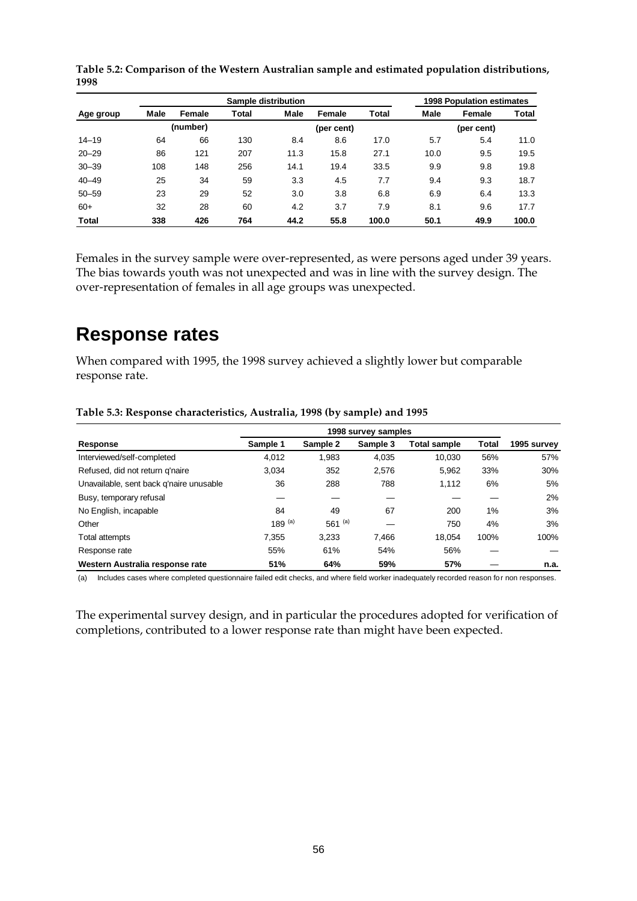**Table 5.2: Comparison of the Western Australian sample and estimated population distributions, 1998**

| | Sample distribution | | | | | | 1998 Population estimates | | |
|---|---|---|---|---|---|---|---|---|---|
| Age group | Male | Female | Total | Male | Female | Total | Male | Female | Total |
| | (number) | | | (per cent) | | | (per cent) | | |
| 14–19 | 64 | 66 | 130 | 8.4 | 8.6 | 17.0 | 5.7 | 5.4 | 11.0 |
| 20–29 | 86 | 121 | 207 | 11.3 | 15.8 | 27.1 | 10.0 | 9.5 | 19.5 |
| 30–39 | 108 | 148 | 256 | 14.1 | 19.4 | 33.5 | 9.9 | 9.8 | 19.8 |
| 40–49 | 25 | 34 | 59 | 3.3 | 4.5 | 7.7 | 9.4 | 9.3 | 18.7 |
| 50–59 | 23 | 29 | 52 | 3.0 | 3.8 | 6.8 | 6.9 | 6.4 | 13.3 |
| 60+ | 32 | 28 | 60 | 4.2 | 3.7 | 7.9 | 8.1 | 9.6 | 17.7 |
| **Total** | **338** | **426** | **764** | **44.2** | **55.8** | **100.0** | **50.1** | **49.9** | **100.0** |

Females in the survey sample were over-represented, as were persons aged under 39 years. The bias towards youth was not unexpected and was in line with the survey design. The over-representation of females in all age groups was unexpected.

# Response rates

When compared with 1995, the 1998 survey achieved a slightly lower but comparable response rate.

**Table 5.3: Response characteristics, Australia, 1998 (by sample) and 1995**

| | 1998 survey samples | | | | | |
|---|---|---|---|---|---|---|
| Response | Sample 1 | Sample 2 | Sample 3 | Total sample | Total | 1995 survey |
| Interviewed/self-completed | 4,012 | 1,983 | 4,035 | 10,030 | 56% | 57% |
| Refused, did not return q'naire | 3,034 | 352 | 2,576 | 5,962 | 33% | 30% |
| Unavailable, sent back q'naire unusable | 36 | 288 | 788 | 1,112 | 6% | 5% |
| Busy, temporary refusal | — | — | — | — | — | 2% |
| No English, incapable | 84 | 49 | 67 | 200 | 1% | 3% |
| Other | 189 (a) | 561 (a) | — | 750 | 4% | 3% |
| Total attempts | 7,355 | 3,233 | 7,466 | 18,054 | 100% | 100% |
| Response rate | 55% | 61% | 54% | 56% | — | — |
| **Western Australia response rate** | **51%** | **64%** | **59%** | **57%** | — | **n.a.** |

(a) Includes cases where completed questionnaire failed edit checks, and where field worker inadequately recorded reason for non responses.

The experimental survey design, and in particular the procedures adopted for verification of completions, contributed to a lower response rate than might have been expected.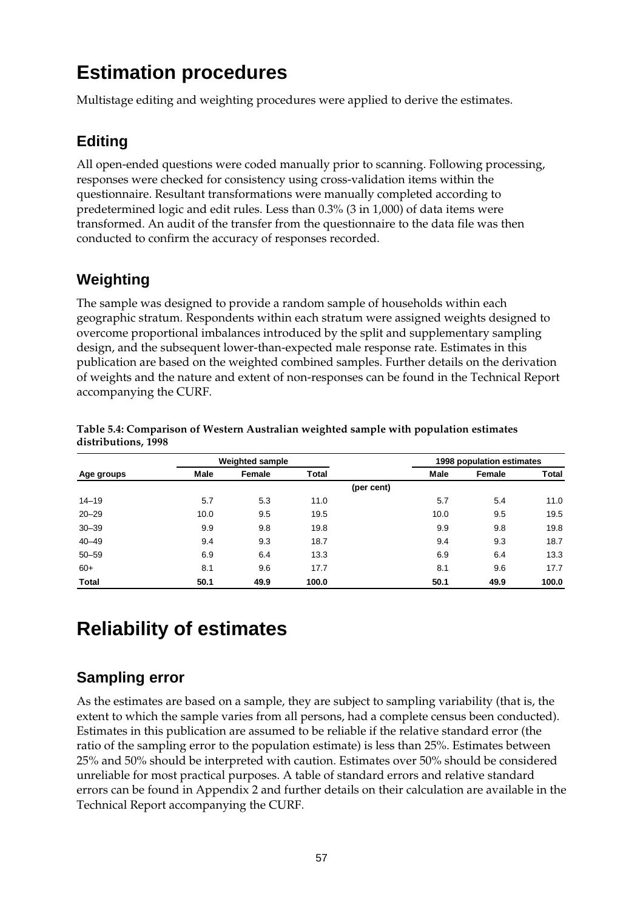# Estimation procedures

Multistage editing and weighting procedures were applied to derive the estimates.

## Editing

All open-ended questions were coded manually prior to scanning. Following processing, responses were checked for consistency using cross-validation items within the questionnaire. Resultant transformations were manually completed according to predetermined logic and edit rules. Less than 0.3% (3 in 1,000) of data items were transformed. An audit of the transfer from the questionnaire to the data file was then conducted to confirm the accuracy of responses recorded.

## Weighting

The sample was designed to provide a random sample of households within each geographic stratum. Respondents within each stratum were assigned weights designed to overcome proportional imbalances introduced by the split and supplementary sampling design, and the subsequent lower-than-expected male response rate. Estimates in this publication are based on the weighted combined samples. Further details on the derivation of weights and the nature and extent of non-responses can be found in the Technical Report accompanying the CURF.

**Table 5.4: Comparison of Western Australian weighted sample with population estimates distributions, 1998**

| | Weighted sample | | | | 1998 population estimates | | |
|---|---|---|---|---|---|---|---|
| Age groups | Male | Female | Total | | Male | Female | Total |
| | | | | (per cent) | | | |
| 14–19 | 5.7 | 5.3 | 11.0 | | 5.7 | 5.4 | 11.0 |
| 20–29 | 10.0 | 9.5 | 19.5 | | 10.0 | 9.5 | 19.5 |
| 30–39 | 9.9 | 9.8 | 19.8 | | 9.9 | 9.8 | 19.8 |
| 40–49 | 9.4 | 9.3 | 18.7 | | 9.4 | 9.3 | 18.7 |
| 50–59 | 6.9 | 6.4 | 13.3 | | 6.9 | 6.4 | 13.3 |
| 60+ | 8.1 | 9.6 | 17.7 | | 8.1 | 9.6 | 17.7 |
| **Total** | **50.1** | **49.9** | **100.0** | | **50.1** | **49.9** | **100.0** |

# Reliability of estimates

## Sampling error

As the estimates are based on a sample, they are subject to sampling variability (that is, the extent to which the sample varies from all persons, had a complete census been conducted). Estimates in this publication are assumed to be reliable if the relative standard error (the ratio of the sampling error to the population estimate) is less than 25%. Estimates between 25% and 50% should be interpreted with caution. Estimates over 50% should be considered unreliable for most practical purposes. A table of standard errors and relative standard errors can be found in Appendix 2 and further details on their calculation are available in the Technical Report accompanying the CURF.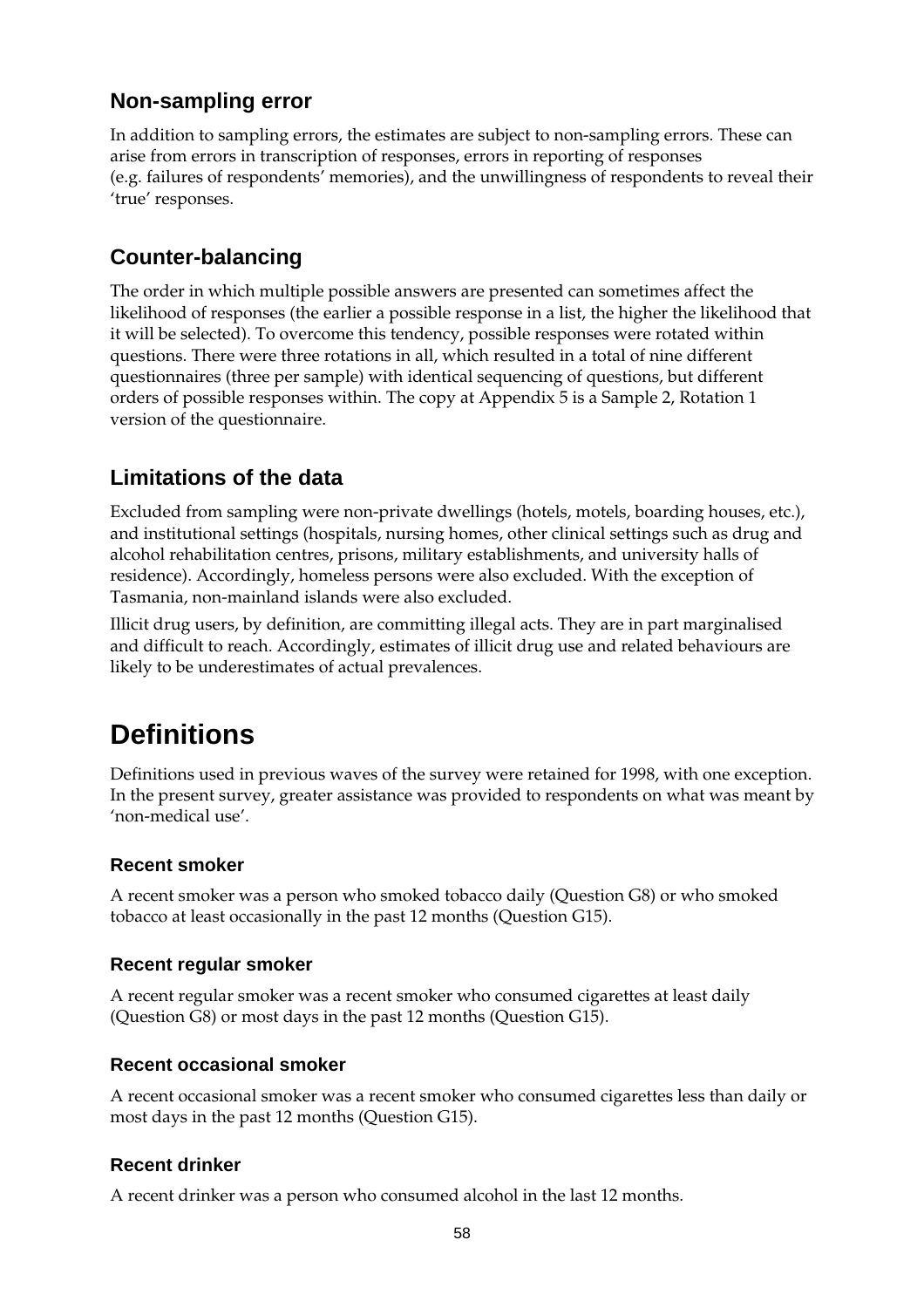## Non-sampling error

In addition to sampling errors, the estimates are subject to non-sampling errors. These can arise from errors in transcription of responses, errors in reporting of responses (e.g. failures of respondents' memories), and the unwillingness of respondents to reveal their 'true' responses.

## Counter-balancing

The order in which multiple possible answers are presented can sometimes affect the likelihood of responses (the earlier a possible response in a list, the higher the likelihood that it will be selected). To overcome this tendency, possible responses were rotated within questions. There were three rotations in all, which resulted in a total of nine different questionnaires (three per sample) with identical sequencing of questions, but different orders of possible responses within. The copy at Appendix 5 is a Sample 2, Rotation 1 version of the questionnaire.

## Limitations of the data

Excluded from sampling were non-private dwellings (hotels, motels, boarding houses, etc.), and institutional settings (hospitals, nursing homes, other clinical settings such as drug and alcohol rehabilitation centres, prisons, military establishments, and university halls of residence). Accordingly, homeless persons were also excluded. With the exception of Tasmania, non-mainland islands were also excluded.

Illicit drug users, by definition, are committing illegal acts. They are in part marginalised and difficult to reach. Accordingly, estimates of illicit drug use and related behaviours are likely to be underestimates of actual prevalences.

# Definitions

Definitions used in previous waves of the survey were retained for 1998, with one exception. In the present survey, greater assistance was provided to respondents on what was meant by 'non-medical use'.

### Recent smoker

A recent smoker was a person who smoked tobacco daily (Question G8) or who smoked tobacco at least occasionally in the past 12 months (Question G15).

### Recent regular smoker

A recent regular smoker was a recent smoker who consumed cigarettes at least daily (Question G8) or most days in the past 12 months (Question G15).

### Recent occasional smoker

A recent occasional smoker was a recent smoker who consumed cigarettes less than daily or most days in the past 12 months (Question G15).

### Recent drinker

A recent drinker was a person who consumed alcohol in the last 12 months.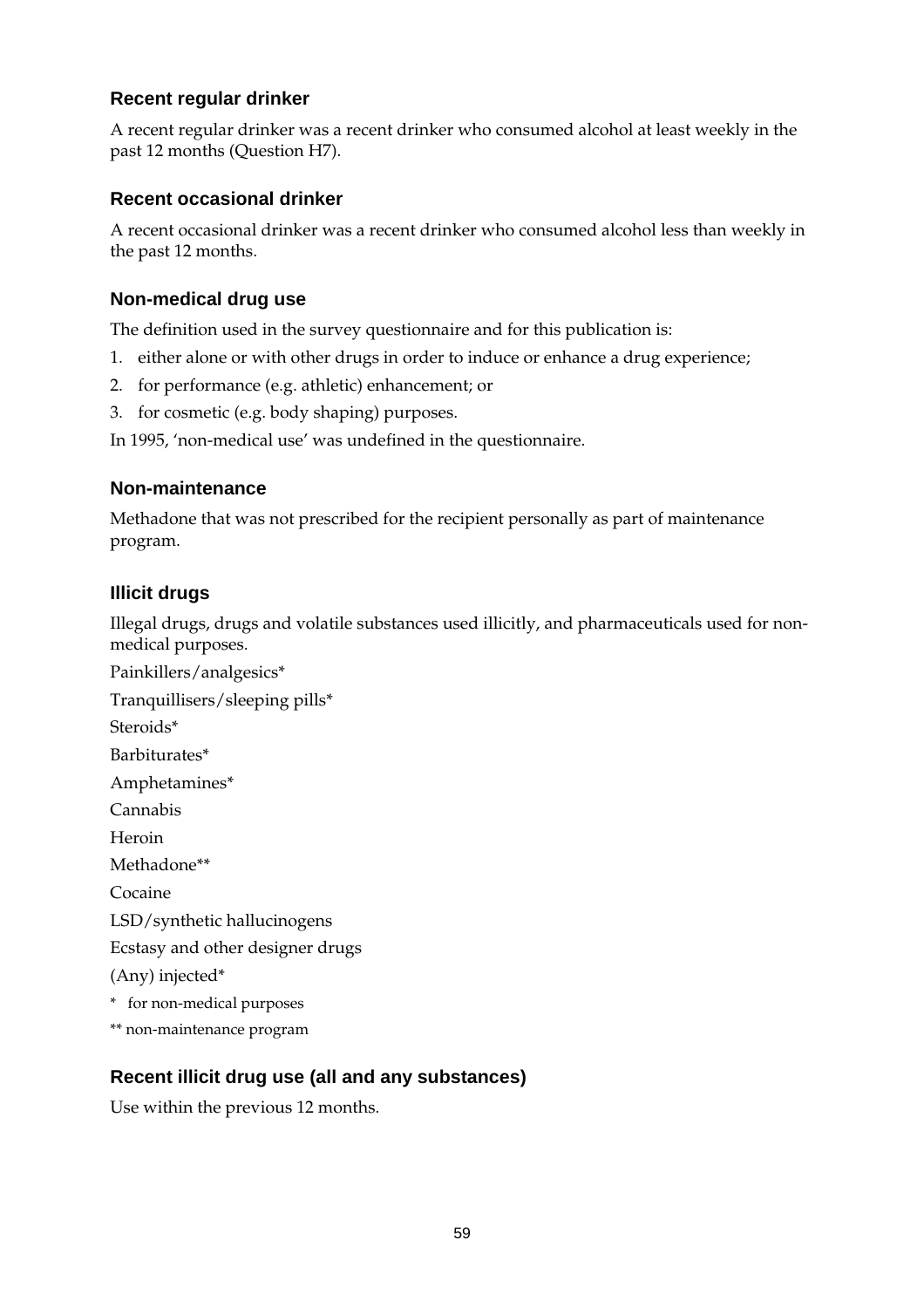### Recent regular drinker

A recent regular drinker was a recent drinker who consumed alcohol at least weekly in the past 12 months (Question H7).

### Recent occasional drinker

A recent occasional drinker was a recent drinker who consumed alcohol less than weekly in the past 12 months.

### Non-medical drug use

The definition used in the survey questionnaire and for this publication is:

1. either alone or with other drugs in order to induce or enhance a drug experience;
2. for performance (e.g. athletic) enhancement; or
3. for cosmetic (e.g. body shaping) purposes.

In 1995, 'non-medical use' was undefined in the questionnaire.

### Non-maintenance

Methadone that was not prescribed for the recipient personally as part of maintenance program.

### Illicit drugs

Illegal drugs, drugs and volatile substances used illicitly, and pharmaceuticals used for non-medical purposes.

Painkillers/analgesics*

Tranquillisers/sleeping pills*

Steroids*

Barbiturates*

Amphetamines*

Cannabis

Heroin

Methadone**

Cocaine

LSD/synthetic hallucinogens

Ecstasy and other designer drugs

(Any) injected*

\* for non-medical purposes

** non-maintenance program

### Recent illicit drug use (all and any substances)

Use within the previous 12 months.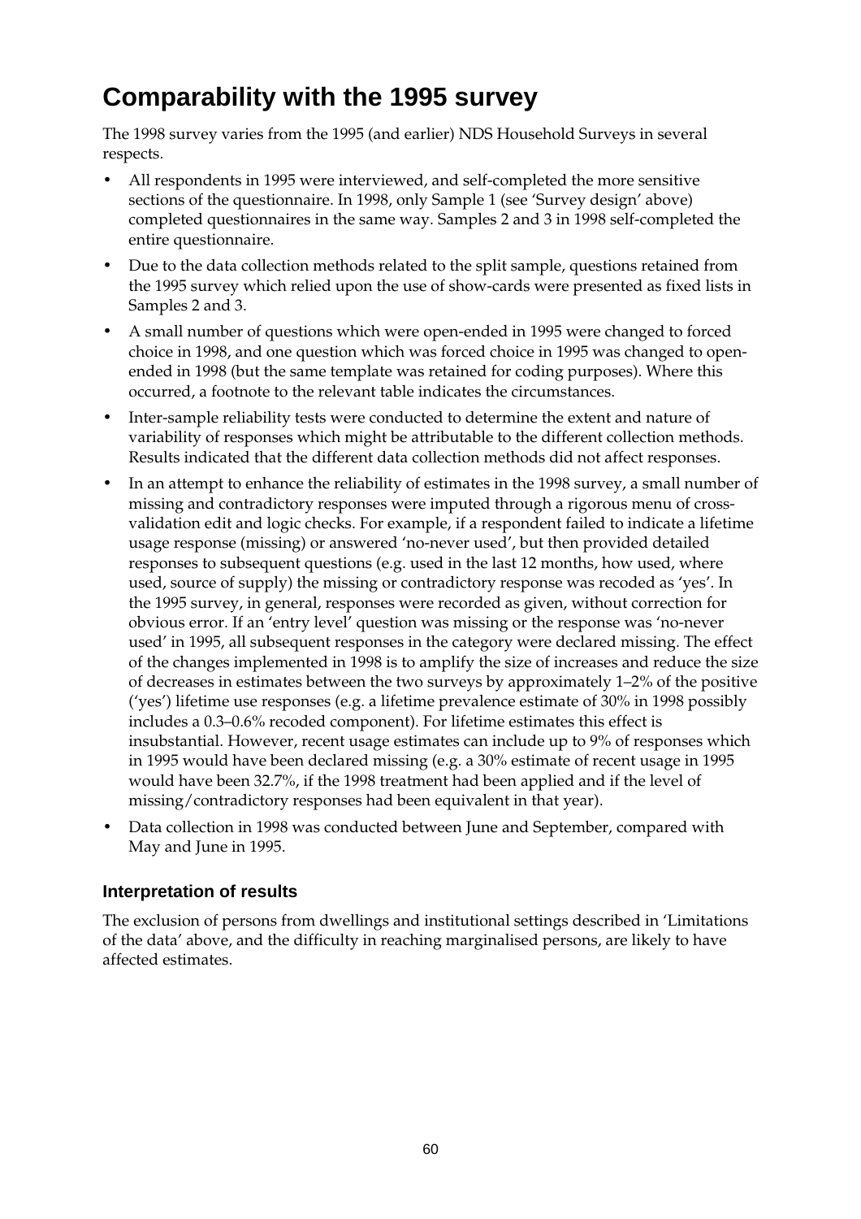# Comparability with the 1995 survey

The 1998 survey varies from the 1995 (and earlier) NDS Household Surveys in several respects.

- All respondents in 1995 were interviewed, and self-completed the more sensitive sections of the questionnaire. In 1998, only Sample 1 (see 'Survey design' above) completed questionnaires in the same way. Samples 2 and 3 in 1998 self-completed the entire questionnaire.
- Due to the data collection methods related to the split sample, questions retained from the 1995 survey which relied upon the use of show-cards were presented as fixed lists in Samples 2 and 3.
- A small number of questions which were open-ended in 1995 were changed to forced choice in 1998, and one question which was forced choice in 1995 was changed to open-ended in 1998 (but the same template was retained for coding purposes). Where this occurred, a footnote to the relevant table indicates the circumstances.
- Inter-sample reliability tests were conducted to determine the extent and nature of variability of responses which might be attributable to the different collection methods. Results indicated that the different data collection methods did not affect responses.
- In an attempt to enhance the reliability of estimates in the 1998 survey, a small number of missing and contradictory responses were imputed through a rigorous menu of cross-validation edit and logic checks. For example, if a respondent failed to indicate a lifetime usage response (missing) or answered 'no-never used', but then provided detailed responses to subsequent questions (e.g. used in the last 12 months, how used, where used, source of supply) the missing or contradictory response was recoded as 'yes'. In the 1995 survey, in general, responses were recorded as given, without correction for obvious error. If an 'entry level' question was missing or the response was 'no-never used' in 1995, all subsequent responses in the category were declared missing. The effect of the changes implemented in 1998 is to amplify the size of increases and reduce the size of decreases in estimates between the two surveys by approximately 1–2% of the positive ('yes') lifetime use responses (e.g. a lifetime prevalence estimate of 30% in 1998 possibly includes a 0.3–0.6% recoded component). For lifetime estimates this effect is insubstantial. However, recent usage estimates can include up to 9% of responses which in 1995 would have been declared missing (e.g. a 30% estimate of recent usage in 1995 would have been 32.7%, if the 1998 treatment had been applied and if the level of missing/contradictory responses had been equivalent in that year).
- Data collection in 1998 was conducted between June and September, compared with May and June in 1995.

## Interpretation of results

The exclusion of persons from dwellings and institutional settings described in 'Limitations of the data' above, and the difficulty in reaching marginalised persons, are likely to have affected estimates.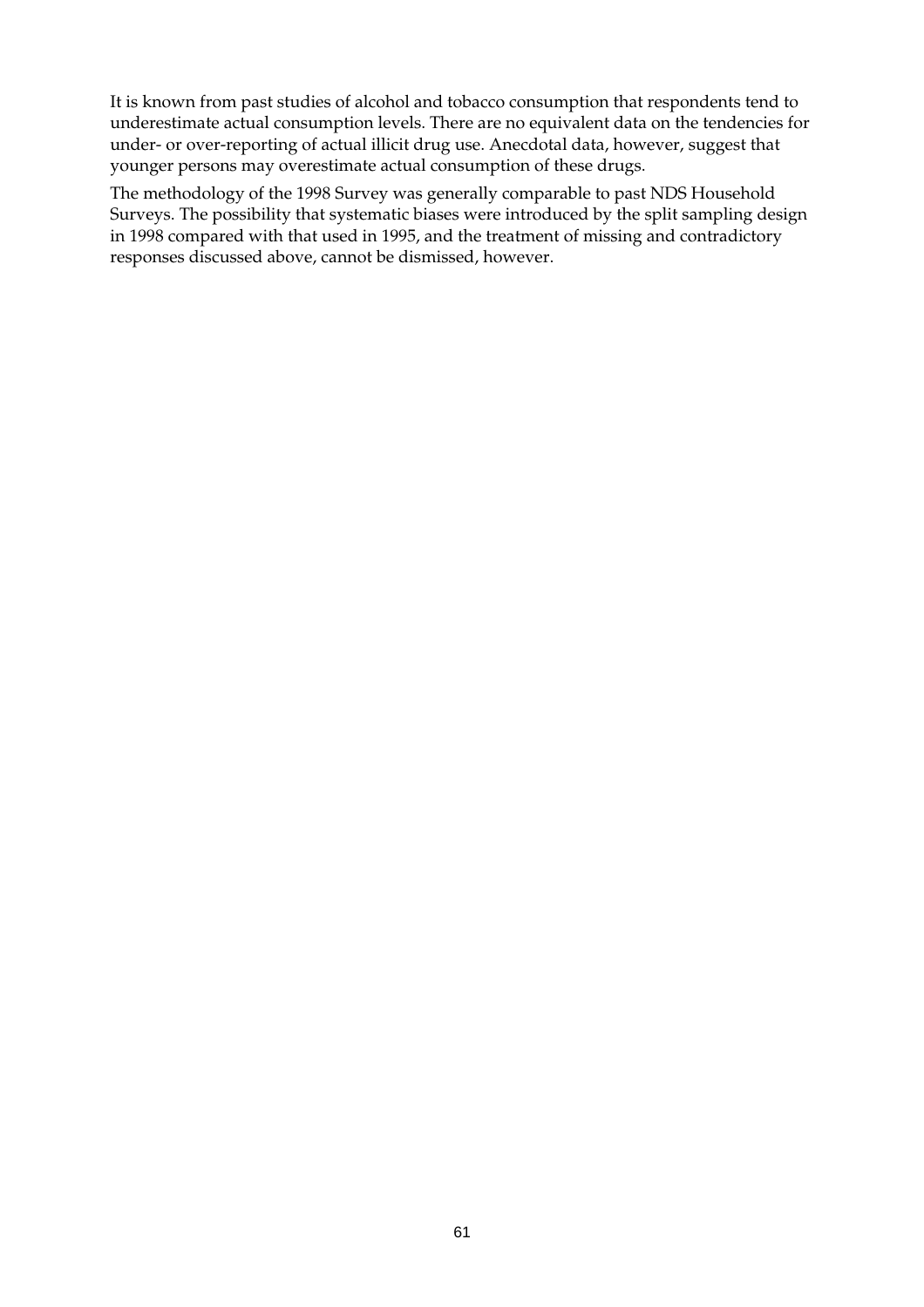It is known from past studies of alcohol and tobacco consumption that respondents tend to underestimate actual consumption levels. There are no equivalent data on the tendencies for under- or over-reporting of actual illicit drug use. Anecdotal data, however, suggest that younger persons may overestimate actual consumption of these drugs.

The methodology of the 1998 Survey was generally comparable to past NDS Household Surveys. The possibility that systematic biases were introduced by the split sampling design in 1998 compared with that used in 1995, and the treatment of missing and contradictory responses discussed above, cannot be dismissed, however.